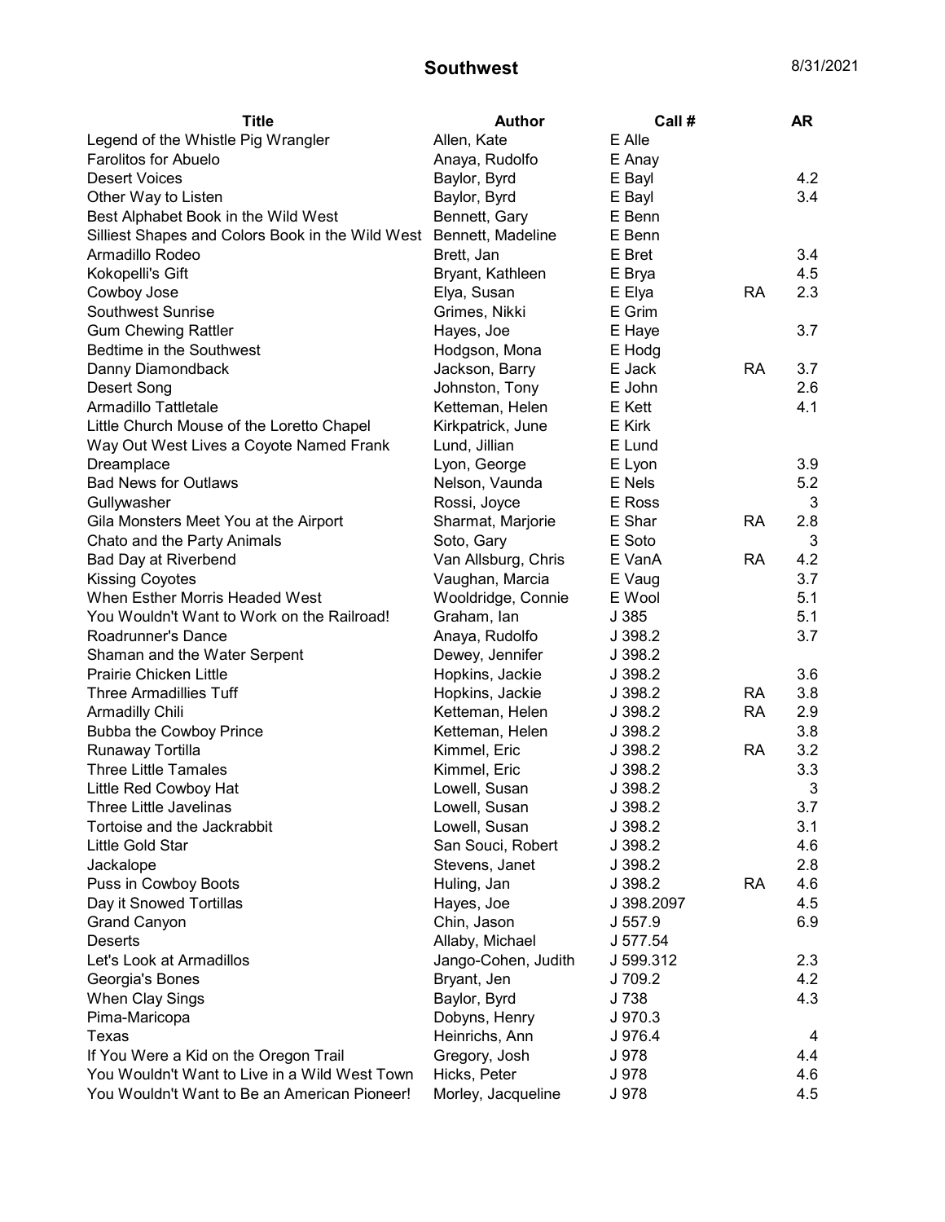# Southwest

8/31/2021

| Title | Author | Call # | | AR |
|---|---|---|---|---|
| Legend of the Whistle Pig Wrangler | Allen, Kate | E Alle | | |
| Farolitos for Abuelo | Anaya, Rudolfo | E Anay | | |
| Desert Voices | Baylor, Byrd | E Bayl | | 4.2 |
| Other Way to Listen | Baylor, Byrd | E Bayl | | 3.4 |
| Best Alphabet Book in the Wild West | Bennett, Gary | E Benn | | |
| Silliest Shapes and Colors Book in the Wild West | Bennett, Madeline | E Benn | | |
| Armadillo Rodeo | Brett, Jan | E Bret | | 3.4 |
| Kokopelli's Gift | Bryant, Kathleen | E Brya | | 4.5 |
| Cowboy Jose | Elya, Susan | E Elya | RA | 2.3 |
| Southwest Sunrise | Grimes, Nikki | E Grim | | |
| Gum Chewing Rattler | Hayes, Joe | E Haye | | 3.7 |
| Bedtime in the Southwest | Hodgson, Mona | E Hodg | | |
| Danny Diamondback | Jackson, Barry | E Jack | RA | 3.7 |
| Desert Song | Johnston, Tony | E John | | 2.6 |
| Armadillo Tattletale | Ketteman, Helen | E Kett | | 4.1 |
| Little Church Mouse of the Loretto Chapel | Kirkpatrick, June | E Kirk | | |
| Way Out West Lives a Coyote Named Frank | Lund, Jillian | E Lund | | |
| Dreamplace | Lyon, George | E Lyon | | 3.9 |
| Bad News for Outlaws | Nelson, Vaunda | E Nels | | 5.2 |
| Gullywasher | Rossi, Joyce | E Ross | | 3 |
| Gila Monsters Meet You at the Airport | Sharmat, Marjorie | E Shar | RA | 2.8 |
| Chato and the Party Animals | Soto, Gary | E Soto | | 3 |
| Bad Day at Riverbend | Van Allsburg, Chris | E VanA | RA | 4.2 |
| Kissing Coyotes | Vaughan, Marcia | E Vaug | | 3.7 |
| When Esther Morris Headed West | Wooldridge, Connie | E Wool | | 5.1 |
| You Wouldn't Want to Work on the Railroad! | Graham, Ian | J 385 | | 5.1 |
| Roadrunner's Dance | Anaya, Rudolfo | J 398.2 | | 3.7 |
| Shaman and the Water Serpent | Dewey, Jennifer | J 398.2 | | |
| Prairie Chicken Little | Hopkins, Jackie | J 398.2 | | 3.6 |
| Three Armadillies Tuff | Hopkins, Jackie | J 398.2 | RA | 3.8 |
| Armadilly Chili | Ketteman, Helen | J 398.2 | RA | 2.9 |
| Bubba the Cowboy Prince | Ketteman, Helen | J 398.2 | | 3.8 |
| Runaway Tortilla | Kimmel, Eric | J 398.2 | RA | 3.2 |
| Three Little Tamales | Kimmel, Eric | J 398.2 | | 3.3 |
| Little Red Cowboy Hat | Lowell, Susan | J 398.2 | | 3 |
| Three Little Javelinas | Lowell, Susan | J 398.2 | | 3.7 |
| Tortoise and the Jackrabbit | Lowell, Susan | J 398.2 | | 3.1 |
| Little Gold Star | San Souci, Robert | J 398.2 | | 4.6 |
| Jackalope | Stevens, Janet | J 398.2 | | 2.8 |
| Puss in Cowboy Boots | Huling, Jan | J 398.2 | RA | 4.6 |
| Day it Snowed Tortillas | Hayes, Joe | J 398.2097 | | 4.5 |
| Grand Canyon | Chin, Jason | J 557.9 | | 6.9 |
| Deserts | Allaby, Michael | J 577.54 | | |
| Let's Look at Armadillos | Jango-Cohen, Judith | J 599.312 | | 2.3 |
| Georgia's Bones | Bryant, Jen | J 709.2 | | 4.2 |
| When Clay Sings | Baylor, Byrd | J 738 | | 4.3 |
| Pima-Maricopa | Dobyns, Henry | J 970.3 | | |
| Texas | Heinrichs, Ann | J 976.4 | | 4 |
| If You Were a Kid on the Oregon Trail | Gregory, Josh | J 978 | | 4.4 |
| You Wouldn't Want to Live in a Wild West Town | Hicks, Peter | J 978 | | 4.6 |
| You Wouldn't Want to Be an American Pioneer! | Morley, Jacqueline | J 978 | | 4.5 |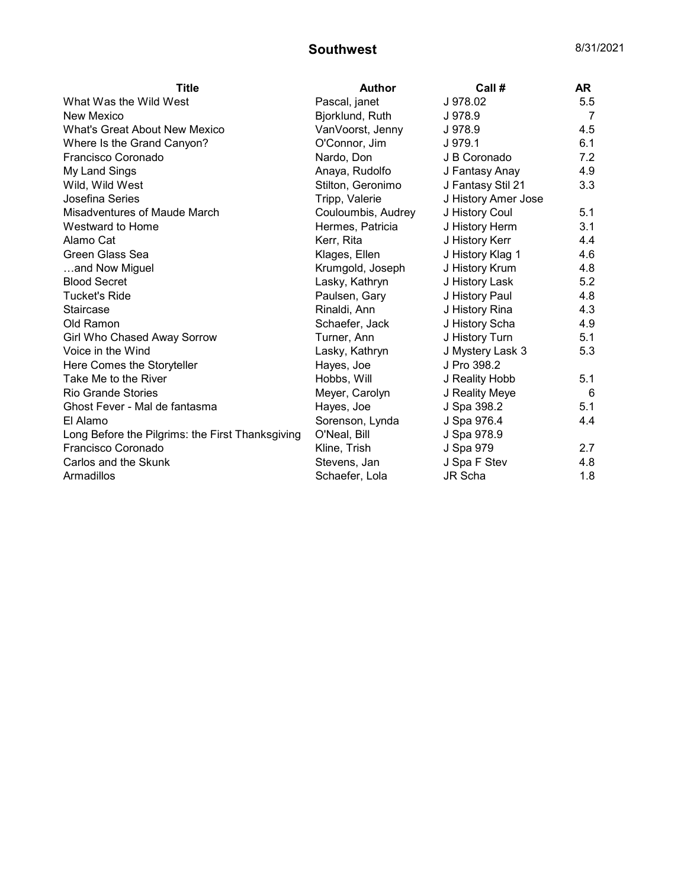# Southwest

8/31/2021

| Title | Author | Call # | AR |
|---|---|---|---|
| What Was the Wild West | Pascal, janet | J 978.02 | 5.5 |
| New Mexico | Bjorklund, Ruth | J 978.9 | 7 |
| What's Great About New Mexico | VanVoorst, Jenny | J 978.9 | 4.5 |
| Where Is the Grand Canyon? | O'Connor, Jim | J 979.1 | 6.1 |
| Francisco Coronado | Nardo, Don | J B Coronado | 7.2 |
| My Land Sings | Anaya, Rudolfo | J Fantasy Anay | 4.9 |
| Wild, Wild West | Stilton, Geronimo | J Fantasy Stil 21 | 3.3 |
| Josefina Series | Tripp, Valerie | J History Amer Jose | |
| Misadventures of Maude March | Couloumbis, Audrey | J History Coul | 5.1 |
| Westward to Home | Hermes, Patricia | J History Herm | 3.1 |
| Alamo Cat | Kerr, Rita | J History Kerr | 4.4 |
| Green Glass Sea | Klages, Ellen | J History Klag 1 | 4.6 |
| …and Now Miguel | Krumgold, Joseph | J History Krum | 4.8 |
| Blood Secret | Lasky, Kathryn | J History Lask | 5.2 |
| Tucket's Ride | Paulsen, Gary | J History Paul | 4.8 |
| Staircase | Rinaldi, Ann | J History Rina | 4.3 |
| Old Ramon | Schaefer, Jack | J History Scha | 4.9 |
| Girl Who Chased Away Sorrow | Turner, Ann | J History Turn | 5.1 |
| Voice in the Wind | Lasky, Kathryn | J Mystery Lask 3 | 5.3 |
| Here Comes the Storyteller | Hayes, Joe | J Pro 398.2 | |
| Take Me to the River | Hobbs, Will | J Reality Hobb | 5.1 |
| Rio Grande Stories | Meyer, Carolyn | J Reality Meye | 6 |
| Ghost Fever - Mal de fantasma | Hayes, Joe | J Spa 398.2 | 5.1 |
| El Alamo | Sorenson, Lynda | J Spa 976.4 | 4.4 |
| Long Before the Pilgrims: the First Thanksgiving | O'Neal, Bill | J Spa 978.9 | |
| Francisco Coronado | Kline, Trish | J Spa 979 | 2.7 |
| Carlos and the Skunk | Stevens, Jan | J Spa F Stev | 4.8 |
| Armadillos | Schaefer, Lola | JR Scha | 1.8 |